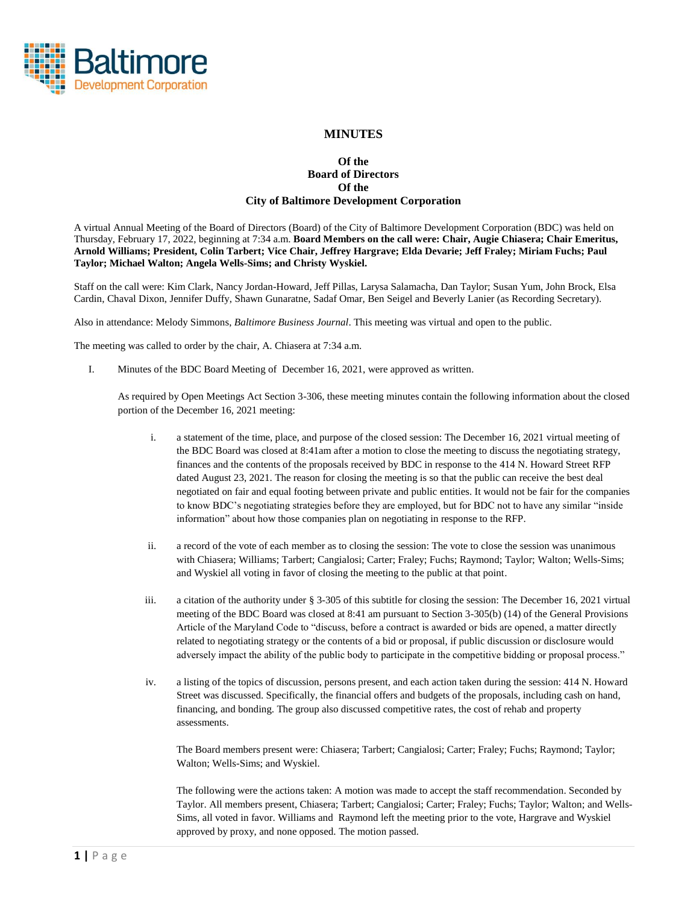# MINUTES

**Of the**
**Board of Directors**
**Of the**
**City of Baltimore Development Corporation**

A virtual Annual Meeting of the Board of Directors (Board) of the City of Baltimore Development Corporation (BDC) was held on Thursday, February 17, 2022, beginning at 7:34 a.m. **Board Members on the call were: Chair, Augie Chiasera; Chair Emeritus, Arnold Williams; President, Colin Tarbert; Vice Chair, Jeffrey Hargrave; Elda Devarie; Jeff Fraley; Miriam Fuchs; Paul Taylor; Michael Walton; Angela Wells-Sims; and Christy Wyskiel.**

Staff on the call were: Kim Clark, Nancy Jordan-Howard, Jeff Pillas, Larysa Salamacha, Dan Taylor; Susan Yum, John Brock, Elsa Cardin, Chaval Dixon, Jennifer Duffy, Shawn Gunaratne, Sadaf Omar, Ben Seigel and Beverly Lanier (as Recording Secretary).

Also in attendance: Melody Simmons, *Baltimore Business Journal*. This meeting was virtual and open to the public.

The meeting was called to order by the chair, A. Chiasera at 7:34 a.m.

I. Minutes of the BDC Board Meeting of December 16, 2021, were approved as written.

   As required by Open Meetings Act Section 3-306, these meeting minutes contain the following information about the closed portion of the December 16, 2021 meeting:

   i. a statement of the time, place, and purpose of the closed session: The December 16, 2021 virtual meeting of the BDC Board was closed at 8:41am after a motion to close the meeting to discuss the negotiating strategy, finances and the contents of the proposals received by BDC in response to the 414 N. Howard Street RFP dated August 23, 2021. The reason for closing the meeting is so that the public can receive the best deal negotiated on fair and equal footing between private and public entities. It would not be fair for the companies to know BDC's negotiating strategies before they are employed, but for BDC not to have any similar "inside information" about how those companies plan on negotiating in response to the RFP.

   ii. a record of the vote of each member as to closing the session: The vote to close the session was unanimous with Chiasera; Williams; Tarbert; Cangialosi; Carter; Fraley; Fuchs; Raymond; Taylor; Walton; Wells-Sims; and Wyskiel all voting in favor of closing the meeting to the public at that point.

   iii. a citation of the authority under § 3-305 of this subtitle for closing the session: The December 16, 2021 virtual meeting of the BDC Board was closed at 8:41 am pursuant to Section 3-305(b) (14) of the General Provisions Article of the Maryland Code to "discuss, before a contract is awarded or bids are opened, a matter directly related to negotiating strategy or the contents of a bid or proposal, if public discussion or disclosure would adversely impact the ability of the public body to participate in the competitive bidding or proposal process."

   iv. a listing of the topics of discussion, persons present, and each action taken during the session: 414 N. Howard Street was discussed. Specifically, the financial offers and budgets of the proposals, including cash on hand, financing, and bonding. The group also discussed competitive rates, the cost of rehab and property assessments.

      The Board members present were: Chiasera; Tarbert; Cangialosi; Carter; Fraley; Fuchs; Raymond; Taylor; Walton; Wells-Sims; and Wyskiel.

      The following were the actions taken: A motion was made to accept the staff recommendation. Seconded by Taylor. All members present, Chiasera; Tarbert; Cangialosi; Carter; Fraley; Fuchs; Taylor; Walton; and Wells-Sims, all voted in favor. Williams and Raymond left the meeting prior to the vote, Hargrave and Wyskiel approved by proxy, and none opposed. The motion passed.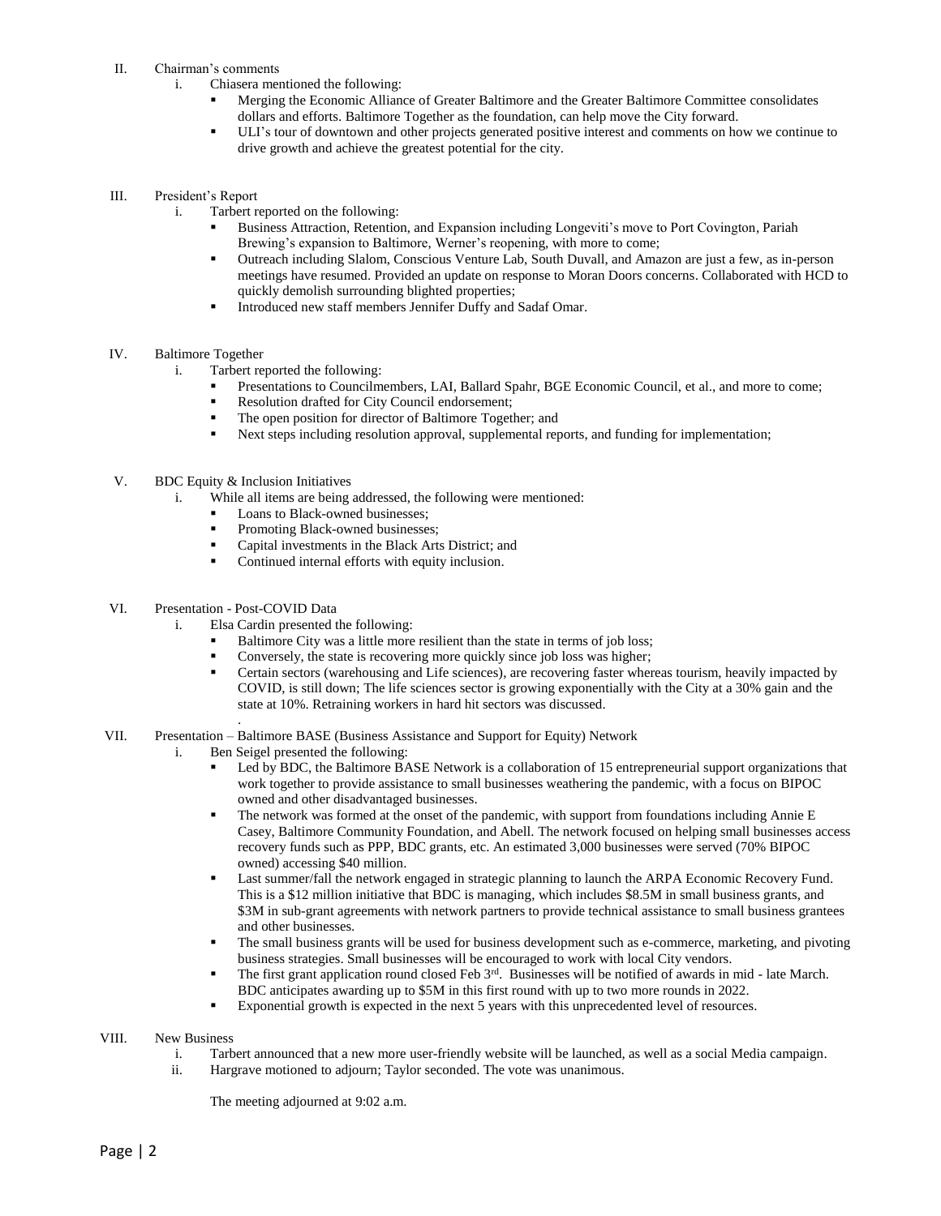II. Chairman's comments

   i. Chiasera mentioned the following:

      - Merging the Economic Alliance of Greater Baltimore and the Greater Baltimore Committee consolidates dollars and efforts. Baltimore Together as the foundation, can help move the City forward.
      - ULI's tour of downtown and other projects generated positive interest and comments on how we continue to drive growth and achieve the greatest potential for the city.

III. President's Report

   i. Tarbert reported on the following:

      - Business Attraction, Retention, and Expansion including Longeviti's move to Port Covington, Pariah Brewing's expansion to Baltimore, Werner's reopening, with more to come;
      - Outreach including Slalom, Conscious Venture Lab, South Duvall, and Amazon are just a few, as in-person meetings have resumed. Provided an update on response to Moran Doors concerns. Collaborated with HCD to quickly demolish surrounding blighted properties;
      - Introduced new staff members Jennifer Duffy and Sadaf Omar.

IV. Baltimore Together

   i. Tarbert reported the following:

      - Presentations to Councilmembers, LAI, Ballard Spahr, BGE Economic Council, et al., and more to come;
      - Resolution drafted for City Council endorsement;
      - The open position for director of Baltimore Together; and
      - Next steps including resolution approval, supplemental reports, and funding for implementation;

V. BDC Equity & Inclusion Initiatives

   i. While all items are being addressed, the following were mentioned:

      - Loans to Black-owned businesses;
      - Promoting Black-owned businesses;
      - Capital investments in the Black Arts District; and
      - Continued internal efforts with equity inclusion.

VI. Presentation - Post-COVID Data

   i. Elsa Cardin presented the following:

      - Baltimore City was a little more resilient than the state in terms of job loss;
      - Conversely, the state is recovering more quickly since job loss was higher;
      - Certain sectors (warehousing and Life sciences), are recovering faster whereas tourism, heavily impacted by COVID, is still down; The life sciences sector is growing exponentially with the City at a 30% gain and the state at 10%. Retraining workers in hard hit sectors was discussed.

VII. Presentation – Baltimore BASE (Business Assistance and Support for Equity) Network

   i. Ben Seigel presented the following:

      - Led by BDC, the Baltimore BASE Network is a collaboration of 15 entrepreneurial support organizations that work together to provide assistance to small businesses weathering the pandemic, with a focus on BIPOC owned and other disadvantaged businesses.
      - The network was formed at the onset of the pandemic, with support from foundations including Annie E Casey, Baltimore Community Foundation, and Abell. The network focused on helping small businesses access recovery funds such as PPP, BDC grants, etc. An estimated 3,000 businesses were served (70% BIPOC owned) accessing $40 million.
      - Last summer/fall the network engaged in strategic planning to launch the ARPA Economic Recovery Fund. This is a $12 million initiative that BDC is managing, which includes $8.5M in small business grants, and $3M in sub-grant agreements with network partners to provide technical assistance to small business grantees and other businesses.
      - The small business grants will be used for business development such as e-commerce, marketing, and pivoting business strategies. Small businesses will be encouraged to work with local City vendors.
      - The first grant application round closed Feb 3rd. Businesses will be notified of awards in mid - late March. BDC anticipates awarding up to $5M in this first round with up to two more rounds in 2022.
      - Exponential growth is expected in the next 5 years with this unprecedented level of resources.

VIII. New Business

   i. Tarbert announced that a new more user-friendly website will be launched, as well as a social Media campaign.

   ii. Hargrave motioned to adjourn; Taylor seconded. The vote was unanimous.

   The meeting adjourned at 9:02 a.m.